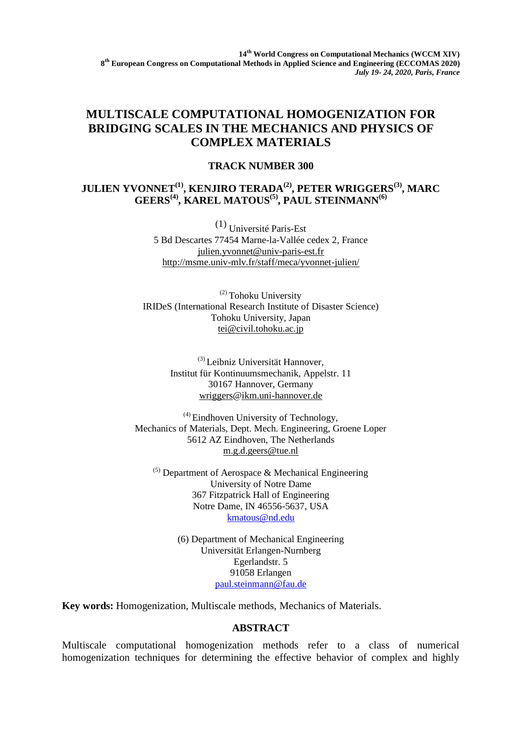14th World Congress on Computational Mechanics (WCCM XIV)
8th European Congress on Computational Methods in Applied Science and Engineering (ECCOMAS 2020)
*July 19- 24, 2020, Paris, France*

# MULTISCALE COMPUTATIONAL HOMOGENIZATION FOR BRIDGING SCALES IN THE MECHANICS AND PHYSICS OF COMPLEX MATERIALS

## TRACK NUMBER 300

**JULIEN YVONNET[(1)], KENJIRO TERADA[(2)], PETER WRIGGERS[(3)], MARC GEERS[(4)], KAREL MATOUS[(5)], PAUL STEINMANN[(6)]**

(1) Université Paris-Est
5 Bd Descartes 77454 Marne-la-Vallée cedex 2, France
julien.yvonnet@univ-paris-est.fr
http://msme.univ-mlv.fr/staff/meca/yvonnet-julien/

(2) Tohoku University
IRIDeS (International Research Institute of Disaster Science)
Tohoku University, Japan
tei@civil.tohoku.ac.jp

(3) Leibniz Universität Hannover,
Institut für Kontinuumsmechanik, Appelstr. 11
30167 Hannover, Germany
wriggers@ikm.uni-hannover.de

(4) Eindhoven University of Technology,
Mechanics of Materials, Dept. Mech. Engineering, Groene Loper
5612 AZ Eindhoven, The Netherlands
m.g.d.geers@tue.nl

(5) Department of Aerospace & Mechanical Engineering
University of Notre Dame
367 Fitzpatrick Hall of Engineering
Notre Dame, IN 46556-5637, USA
kmatous@nd.edu

(6) Department of Mechanical Engineering
Universität Erlangen-Nurnberg
Egerlandstr. 5
91058 Erlangen
paul.steinmann@fau.de

**Key words:** Homogenization, Multiscale methods, Mechanics of Materials.

## ABSTRACT

Multiscale computational homogenization methods refer to a class of numerical homogenization techniques for determining the effective behavior of complex and highly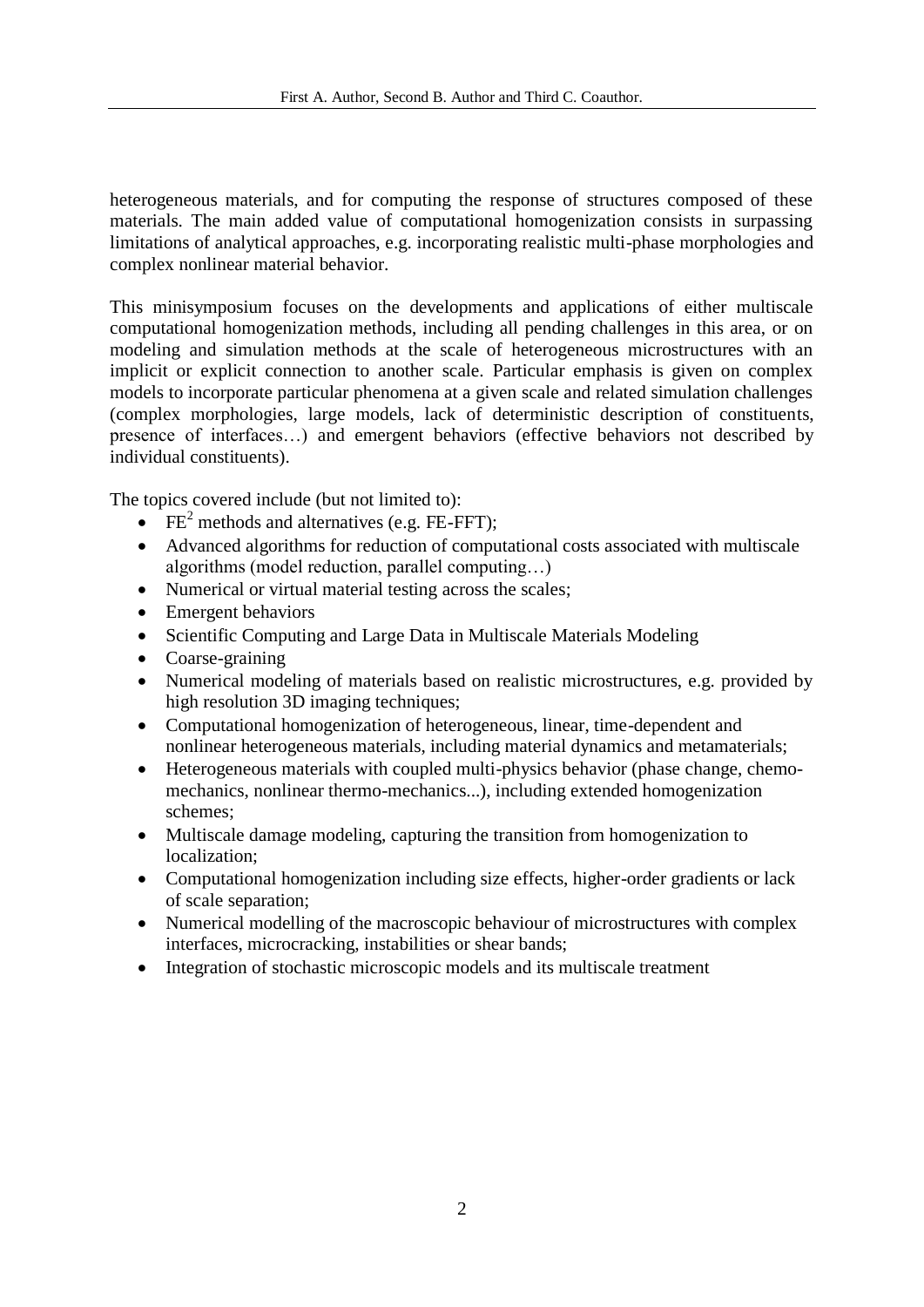heterogeneous materials, and for computing the response of structures composed of these materials. The main added value of computational homogenization consists in surpassing limitations of analytical approaches, e.g. incorporating realistic multi-phase morphologies and complex nonlinear material behavior.

This minisymposium focuses on the developments and applications of either multiscale computational homogenization methods, including all pending challenges in this area, or on modeling and simulation methods at the scale of heterogeneous microstructures with an implicit or explicit connection to another scale. Particular emphasis is given on complex models to incorporate particular phenomena at a given scale and related simulation challenges (complex morphologies, large models, lack of deterministic description of constituents, presence of interfaces…) and emergent behaviors (effective behaviors not described by individual constituents).

The topics covered include (but not limited to):

- $FE^2$ methods and alternatives (e.g. FE-FFT);
- Advanced algorithms for reduction of computational costs associated with multiscale algorithms (model reduction, parallel computing…)
- Numerical or virtual material testing across the scales;
- Emergent behaviors
- Scientific Computing and Large Data in Multiscale Materials Modeling
- Coarse-graining
- Numerical modeling of materials based on realistic microstructures, e.g. provided by high resolution 3D imaging techniques;
- Computational homogenization of heterogeneous, linear, time-dependent and nonlinear heterogeneous materials, including material dynamics and metamaterials;
- Heterogeneous materials with coupled multi-physics behavior (phase change, chemo-mechanics, nonlinear thermo-mechanics...), including extended homogenization schemes;
- Multiscale damage modeling, capturing the transition from homogenization to localization;
- Computational homogenization including size effects, higher-order gradients or lack of scale separation;
- Numerical modelling of the macroscopic behaviour of microstructures with complex interfaces, microcracking, instabilities or shear bands;
- Integration of stochastic microscopic models and its multiscale treatment